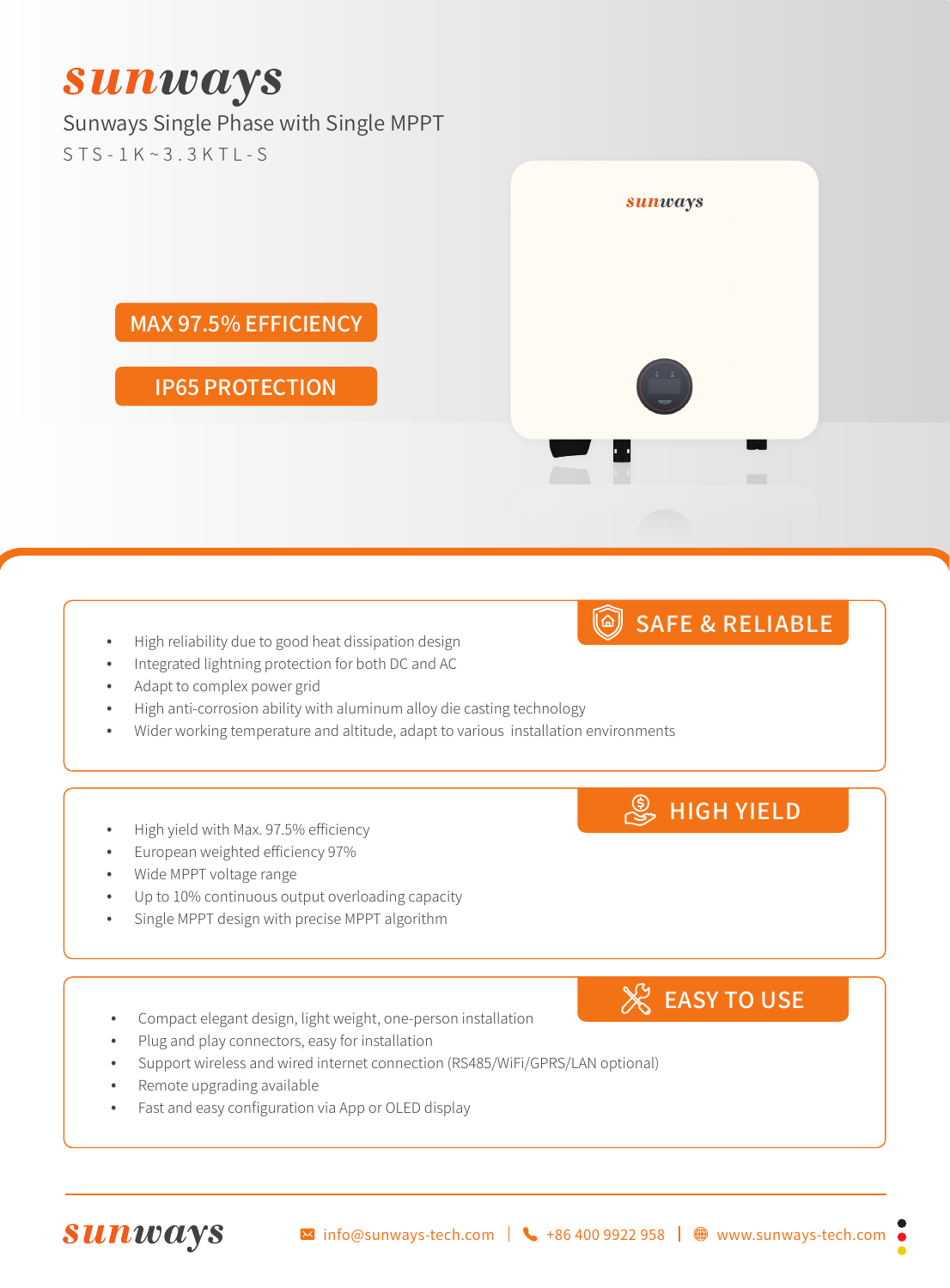# sunways

## Sunways Single Phase with Single MPPT

STS-1K~3.3KTL-S

**MAX 97.5% EFFICIENCY**

**IP65 PROTECTION**

### SAFE & RELIABLE

- High reliability due to good heat dissipation design
- Integrated lightning protection for both DC and AC
- Adapt to complex power grid
- High anti-corrosion ability with aluminum alloy die casting technology
- Wider working temperature and altitude, adapt to various installation environments

### HIGH YIELD

- High yield with Max. 97.5% efficiency
- European weighted efficiency 97%
- Wide MPPT voltage range
- Up to 10% continuous output overloading capacity
- Single MPPT design with precise MPPT algorithm

### EASY TO USE

- Compact elegant design, light weight, one-person installation
- Plug and play connectors, easy for installation
- Support wireless and wired internet connection (RS485/WiFi/GPRS/LAN optional)
- Remote upgrading available
- Fast and easy configuration via App or OLED display

sunways

info@sunways-tech.com | +86 400 9922 958 | www.sunways-tech.com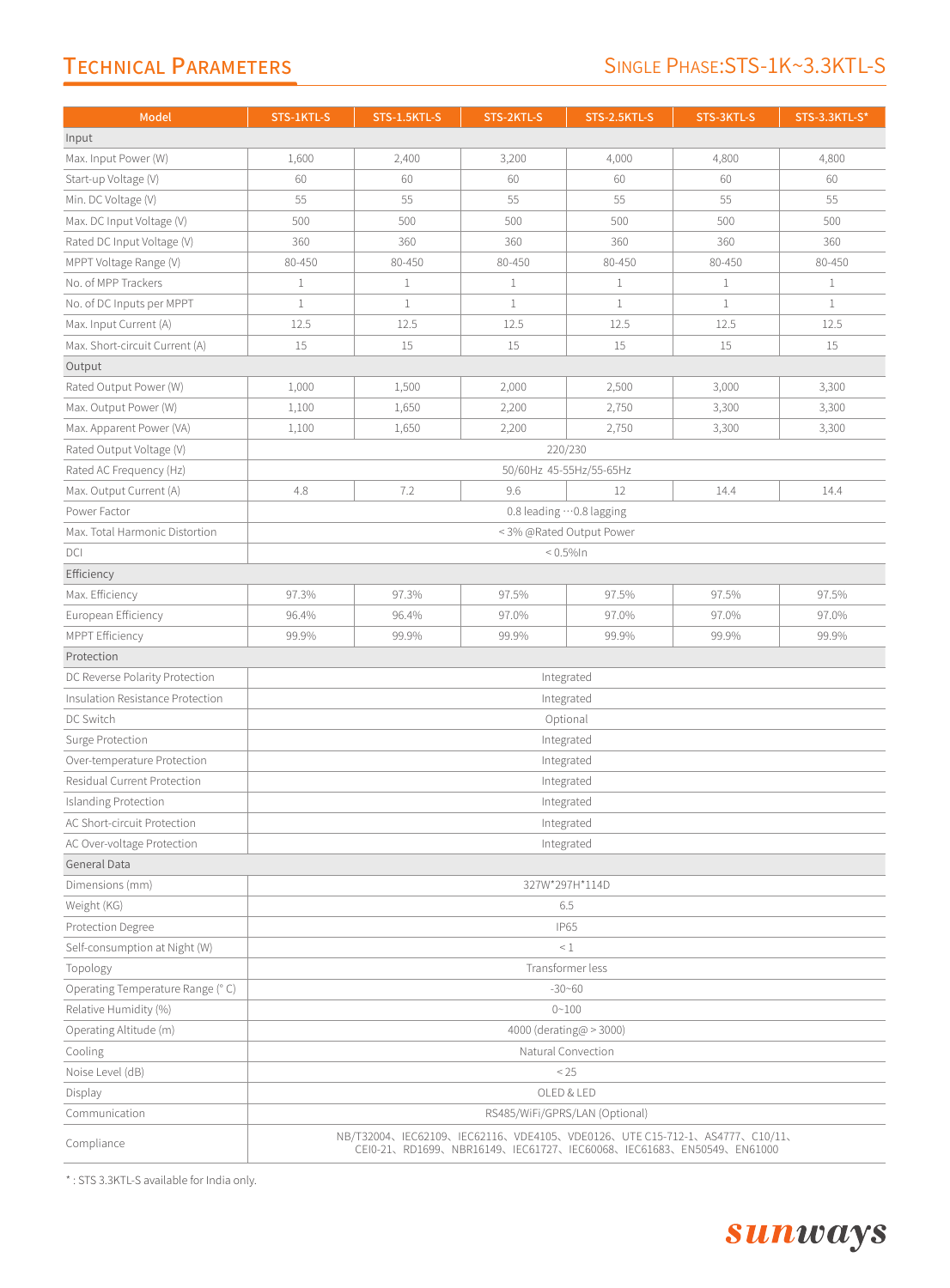# TECHNICAL PARAMETERS

## SINGLE PHASE:STS-1K~3.3KTL-S

| Model | STS-1KTL-S | STS-1.5KTL-S | STS-2KTL-S | STS-2.5KTL-S | STS-3KTL-S | STS-3.3KTL-S* |
|---|---|---|---|---|---|---|
| **Input** | | | | | | |
| Max. Input Power (W) | 1,600 | 2,400 | 3,200 | 4,000 | 4,800 | 4,800 |
| Start-up Voltage (V) | 60 | 60 | 60 | 60 | 60 | 60 |
| Min. DC Voltage (V) | 55 | 55 | 55 | 55 | 55 | 55 |
| Max. DC Input Voltage (V) | 500 | 500 | 500 | 500 | 500 | 500 |
| Rated DC Input Voltage (V) | 360 | 360 | 360 | 360 | 360 | 360 |
| MPPT Voltage Range (V) | 80-450 | 80-450 | 80-450 | 80-450 | 80-450 | 80-450 |
| No. of MPP Trackers | 1 | 1 | 1 | 1 | 1 | 1 |
| No. of DC Inputs per MPPT | 1 | 1 | 1 | 1 | 1 | 1 |
| Max. Input Current (A) | 12.5 | 12.5 | 12.5 | 12.5 | 12.5 | 12.5 |
| Max. Short-circuit Current (A) | 15 | 15 | 15 | 15 | 15 | 15 |
| **Output** | | | | | | |
| Rated Output Power (W) | 1,000 | 1,500 | 2,000 | 2,500 | 3,000 | 3,300 |
| Max. Output Power (W) | 1,100 | 1,650 | 2,200 | 2,750 | 3,300 | 3,300 |
| Max. Apparent Power (VA) | 1,100 | 1,650 | 2,200 | 2,750 | 3,300 | 3,300 |
| Rated Output Voltage (V) | 220/230 | | | | | |
| Rated AC Frequency (Hz) | 50/60Hz 45-55Hz/55-65Hz | | | | | |
| Max. Output Current (A) | 4.8 | 7.2 | 9.6 | 12 | 14.4 | 14.4 |
| Power Factor | 0.8 leading …0.8 lagging | | | | | |
| Max. Total Harmonic Distortion | <3% @Rated Output Power | | | | | |
| DCI | <0.5%In | | | | | |
| **Efficiency** | | | | | | |
| Max. Efficiency | 97.3% | 97.3% | 97.5% | 97.5% | 97.5% | 97.5% |
| European Efficiency | 96.4% | 96.4% | 97.0% | 97.0% | 97.0% | 97.0% |
| MPPT Efficiency | 99.9% | 99.9% | 99.9% | 99.9% | 99.9% | 99.9% |
| **Protection** | | | | | | |
| DC Reverse Polarity Protection | Integrated | | | | | |
| Insulation Resistance Protection | Integrated | | | | | |
| DC Switch | Optional | | | | | |
| Surge Protection | Integrated | | | | | |
| Over-temperature Protection | Integrated | | | | | |
| Residual Current Protection | Integrated | | | | | |
| Islanding Protection | Integrated | | | | | |
| AC Short-circuit Protection | Integrated | | | | | |
| AC Over-voltage Protection | Integrated | | | | | |
| **General Data** | | | | | | |
| Dimensions (mm) | 327W*297H*114D | | | | | |
| Weight (KG) | 6.5 | | | | | |
| Protection Degree | IP65 | | | | | |
| Self-consumption at Night (W) | <1 | | | | | |
| Topology | Transformer less | | | | | |
| Operating Temperature Range (° C) | -30~60 | | | | | |
| Relative Humidity (%) | 0~100 | | | | | |
| Operating Altitude (m) | 4000 (derating@>3000) | | | | | |
| Cooling | Natural Convection | | | | | |
| Noise Level (dB) | <25 | | | | | |
| Display | OLED & LED | | | | | |
| Communication | RS485/WiFi/GPRS/LAN (Optional) | | | | | |
| Compliance | NB/T32004、IEC62109、IEC62116、VDE4105、VDE0126、UTE C15-712-1、AS4777、C10/11、CEI0-21、RD1699、NBR16149、IEC61727、IEC60068、IEC61683、EN50549、EN61000 | | | | | |

*: STS 3.3KTL-S available for India only.

sunways